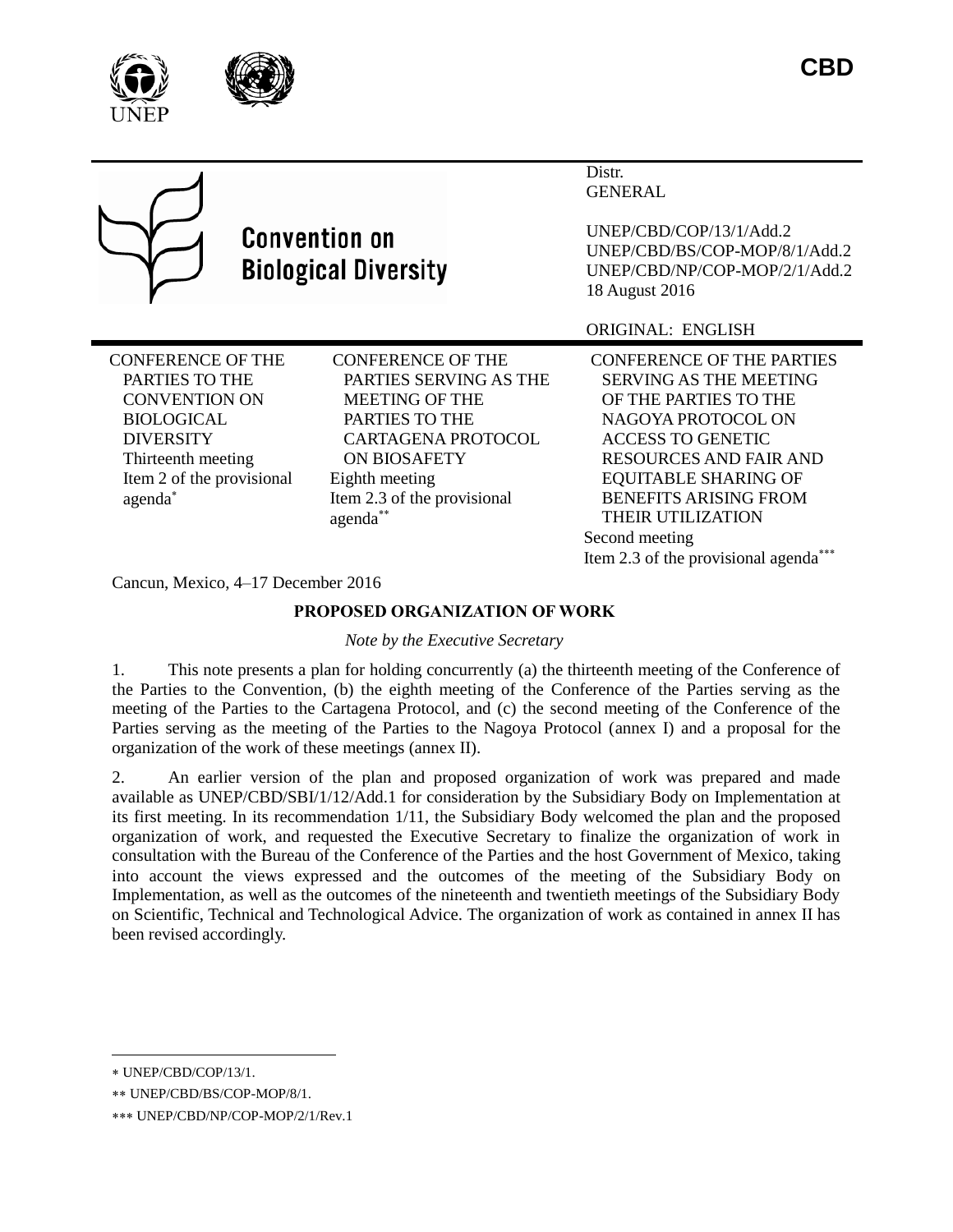CBD

UNEP

Convention on Biological Diversity

Distr.
GENERAL

UNEP/CBD/COP/13/1/Add.2
UNEP/CBD/BS/COP-MOP/8/1/Add.2
UNEP/CBD/NP/COP-MOP/2/1/Add.2
18 August 2016

ORIGINAL: ENGLISH

CONFERENCE OF THE PARTIES TO THE CONVENTION ON BIOLOGICAL DIVERSITY
Thirteenth meeting
Item 2 of the provisional agenda[*]

CONFERENCE OF THE PARTIES SERVING AS THE MEETING OF THE PARTIES TO THE CARTAGENA PROTOCOL ON BIOSAFETY
Eighth meeting
Item 2.3 of the provisional agenda[**]

CONFERENCE OF THE PARTIES SERVING AS THE MEETING OF THE PARTIES TO THE NAGOYA PROTOCOL ON ACCESS TO GENETIC RESOURCES AND FAIR AND EQUITABLE SHARING OF BENEFITS ARISING FROM THEIR UTILIZATION
Second meeting
Item 2.3 of the provisional agenda[***]

Cancun, Mexico, 4–17 December 2016

## PROPOSED ORGANIZATION OF WORK

*Note by the Executive Secretary*

1. This note presents a plan for holding concurrently (a) the thirteenth meeting of the Conference of the Parties to the Convention, (b) the eighth meeting of the Conference of the Parties serving as the meeting of the Parties to the Cartagena Protocol, and (c) the second meeting of the Conference of the Parties serving as the meeting of the Parties to the Nagoya Protocol (annex I) and a proposal for the organization of the work of these meetings (annex II).

2. An earlier version of the plan and proposed organization of work was prepared and made available as UNEP/CBD/SBI/1/12/Add.1 for consideration by the Subsidiary Body on Implementation at its first meeting. In its recommendation 1/11, the Subsidiary Body welcomed the plan and the proposed organization of work, and requested the Executive Secretary to finalize the organization of work in consultation with the Bureau of the Conference of the Parties and the host Government of Mexico, taking into account the views expressed and the outcomes of the meeting of the Subsidiary Body on Implementation, as well as the outcomes of the nineteenth and twentieth meetings of the Subsidiary Body on Scientific, Technical and Technological Advice. The organization of work as contained in annex II has been revised accordingly.

---

[*] UNEP/CBD/COP/13/1.

[**] UNEP/CBD/BS/COP-MOP/8/1.

[***] UNEP/CBD/NP/COP-MOP/2/1/Rev.1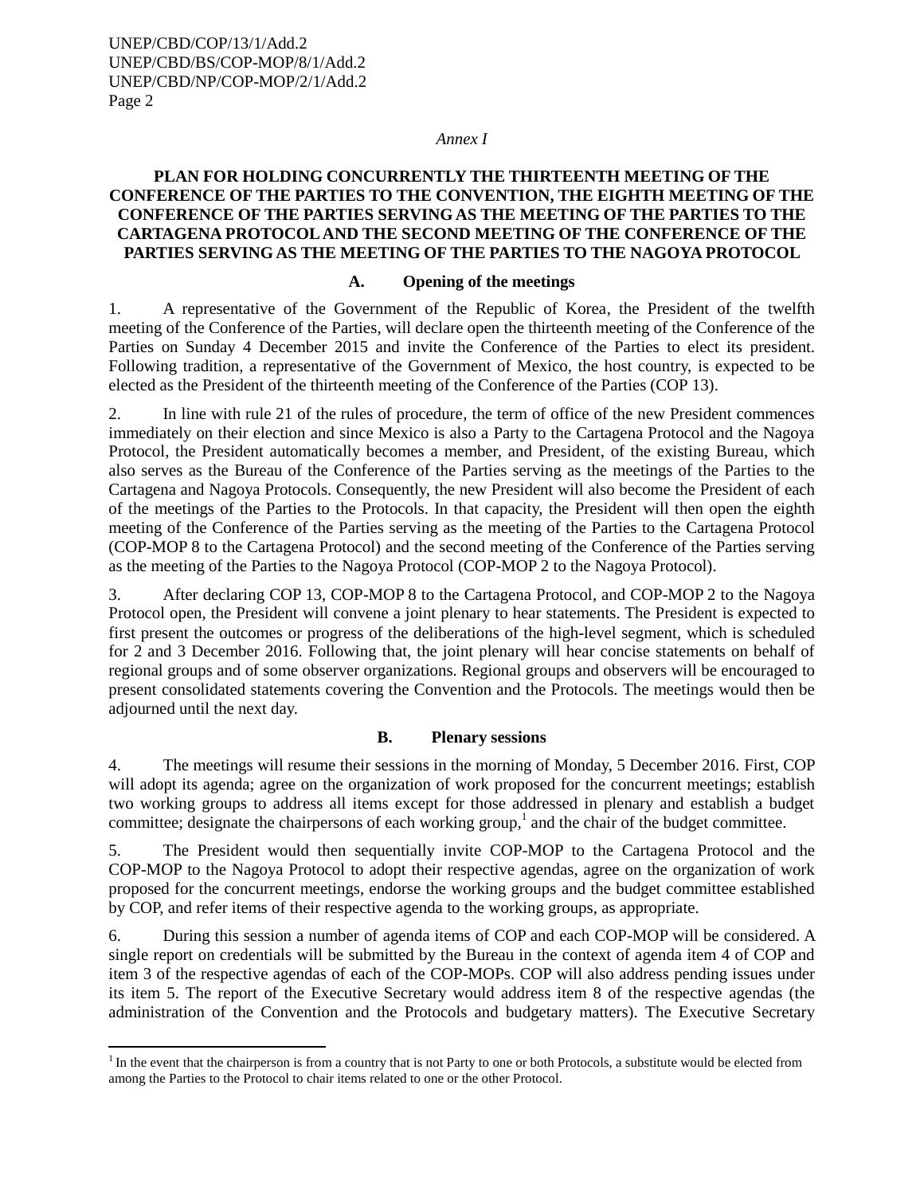*Annex I*

**PLAN FOR HOLDING CONCURRENTLY THE THIRTEENTH MEETING OF THE CONFERENCE OF THE PARTIES TO THE CONVENTION, THE EIGHTH MEETING OF THE CONFERENCE OF THE PARTIES SERVING AS THE MEETING OF THE PARTIES TO THE CARTAGENA PROTOCOL AND THE SECOND MEETING OF THE CONFERENCE OF THE PARTIES SERVING AS THE MEETING OF THE PARTIES TO THE NAGOYA PROTOCOL**

## A. Opening of the meetings

1. A representative of the Government of the Republic of Korea, the President of the twelfth meeting of the Conference of the Parties, will declare open the thirteenth meeting of the Conference of the Parties on Sunday 4 December 2015 and invite the Conference of the Parties to elect its president. Following tradition, a representative of the Government of Mexico, the host country, is expected to be elected as the President of the thirteenth meeting of the Conference of the Parties (COP 13).

2. In line with rule 21 of the rules of procedure, the term of office of the new President commences immediately on their election and since Mexico is also a Party to the Cartagena Protocol and the Nagoya Protocol, the President automatically becomes a member, and President, of the existing Bureau, which also serves as the Bureau of the Conference of the Parties serving as the meetings of the Parties to the Cartagena and Nagoya Protocols. Consequently, the new President will also become the President of each of the meetings of the Parties to the Protocols. In that capacity, the President will then open the eighth meeting of the Conference of the Parties serving as the meeting of the Parties to the Cartagena Protocol (COP-MOP 8 to the Cartagena Protocol) and the second meeting of the Conference of the Parties serving as the meeting of the Parties to the Nagoya Protocol (COP-MOP 2 to the Nagoya Protocol).

3. After declaring COP 13, COP-MOP 8 to the Cartagena Protocol, and COP-MOP 2 to the Nagoya Protocol open, the President will convene a joint plenary to hear statements. The President is expected to first present the outcomes or progress of the deliberations of the high-level segment, which is scheduled for 2 and 3 December 2016. Following that, the joint plenary will hear concise statements on behalf of regional groups and of some observer organizations. Regional groups and observers will be encouraged to present consolidated statements covering the Convention and the Protocols. The meetings would then be adjourned until the next day.

## B. Plenary sessions

4. The meetings will resume their sessions in the morning of Monday, 5 December 2016. First, COP will adopt its agenda; agree on the organization of work proposed for the concurrent meetings; establish two working groups to address all items except for those addressed in plenary and establish a budget committee; designate the chairpersons of each working group,[1] and the chair of the budget committee.

5. The President would then sequentially invite COP-MOP to the Cartagena Protocol and the COP-MOP to the Nagoya Protocol to adopt their respective agendas, agree on the organization of work proposed for the concurrent meetings, endorse the working groups and the budget committee established by COP, and refer items of their respective agenda to the working groups, as appropriate.

6. During this session a number of agenda items of COP and each COP-MOP will be considered. A single report on credentials will be submitted by the Bureau in the context of agenda item 4 of COP and item 3 of the respective agendas of each of the COP-MOPs. COP will also address pending issues under its item 5. The report of the Executive Secretary would address item 8 of the respective agendas (the administration of the Convention and the Protocols and budgetary matters). The Executive Secretary

[1] In the event that the chairperson is from a country that is not Party to one or both Protocols, a substitute would be elected from among the Parties to the Protocol to chair items related to one or the other Protocol.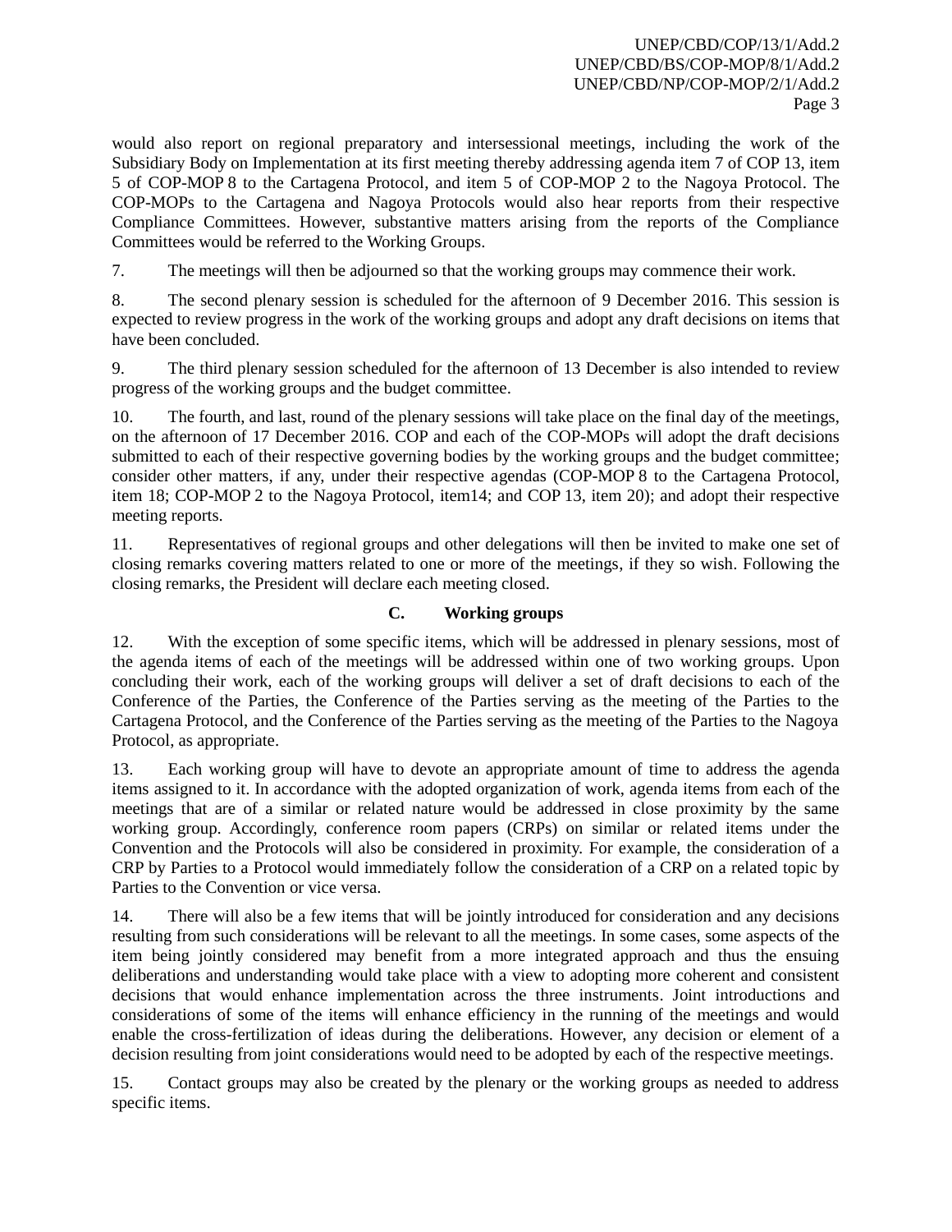would also report on regional preparatory and intersessional meetings, including the work of the Subsidiary Body on Implementation at its first meeting thereby addressing agenda item 7 of COP 13, item 5 of COP-MOP 8 to the Cartagena Protocol, and item 5 of COP-MOP 2 to the Nagoya Protocol. The COP-MOPs to the Cartagena and Nagoya Protocols would also hear reports from their respective Compliance Committees. However, substantive matters arising from the reports of the Compliance Committees would be referred to the Working Groups.

7. The meetings will then be adjourned so that the working groups may commence their work.

8. The second plenary session is scheduled for the afternoon of 9 December 2016. This session is expected to review progress in the work of the working groups and adopt any draft decisions on items that have been concluded.

9. The third plenary session scheduled for the afternoon of 13 December is also intended to review progress of the working groups and the budget committee.

10. The fourth, and last, round of the plenary sessions will take place on the final day of the meetings, on the afternoon of 17 December 2016. COP and each of the COP-MOPs will adopt the draft decisions submitted to each of their respective governing bodies by the working groups and the budget committee; consider other matters, if any, under their respective agendas (COP-MOP 8 to the Cartagena Protocol, item 18; COP-MOP 2 to the Nagoya Protocol, item14; and COP 13, item 20); and adopt their respective meeting reports.

11. Representatives of regional groups and other delegations will then be invited to make one set of closing remarks covering matters related to one or more of the meetings, if they so wish. Following the closing remarks, the President will declare each meeting closed.

### C. Working groups

12. With the exception of some specific items, which will be addressed in plenary sessions, most of the agenda items of each of the meetings will be addressed within one of two working groups. Upon concluding their work, each of the working groups will deliver a set of draft decisions to each of the Conference of the Parties, the Conference of the Parties serving as the meeting of the Parties to the Cartagena Protocol, and the Conference of the Parties serving as the meeting of the Parties to the Nagoya Protocol, as appropriate.

13. Each working group will have to devote an appropriate amount of time to address the agenda items assigned to it. In accordance with the adopted organization of work, agenda items from each of the meetings that are of a similar or related nature would be addressed in close proximity by the same working group. Accordingly, conference room papers (CRPs) on similar or related items under the Convention and the Protocols will also be considered in proximity. For example, the consideration of a CRP by Parties to a Protocol would immediately follow the consideration of a CRP on a related topic by Parties to the Convention or vice versa.

14. There will also be a few items that will be jointly introduced for consideration and any decisions resulting from such considerations will be relevant to all the meetings. In some cases, some aspects of the item being jointly considered may benefit from a more integrated approach and thus the ensuing deliberations and understanding would take place with a view to adopting more coherent and consistent decisions that would enhance implementation across the three instruments. Joint introductions and considerations of some of the items will enhance efficiency in the running of the meetings and would enable the cross-fertilization of ideas during the deliberations. However, any decision or element of a decision resulting from joint considerations would need to be adopted by each of the respective meetings.

15. Contact groups may also be created by the plenary or the working groups as needed to address specific items.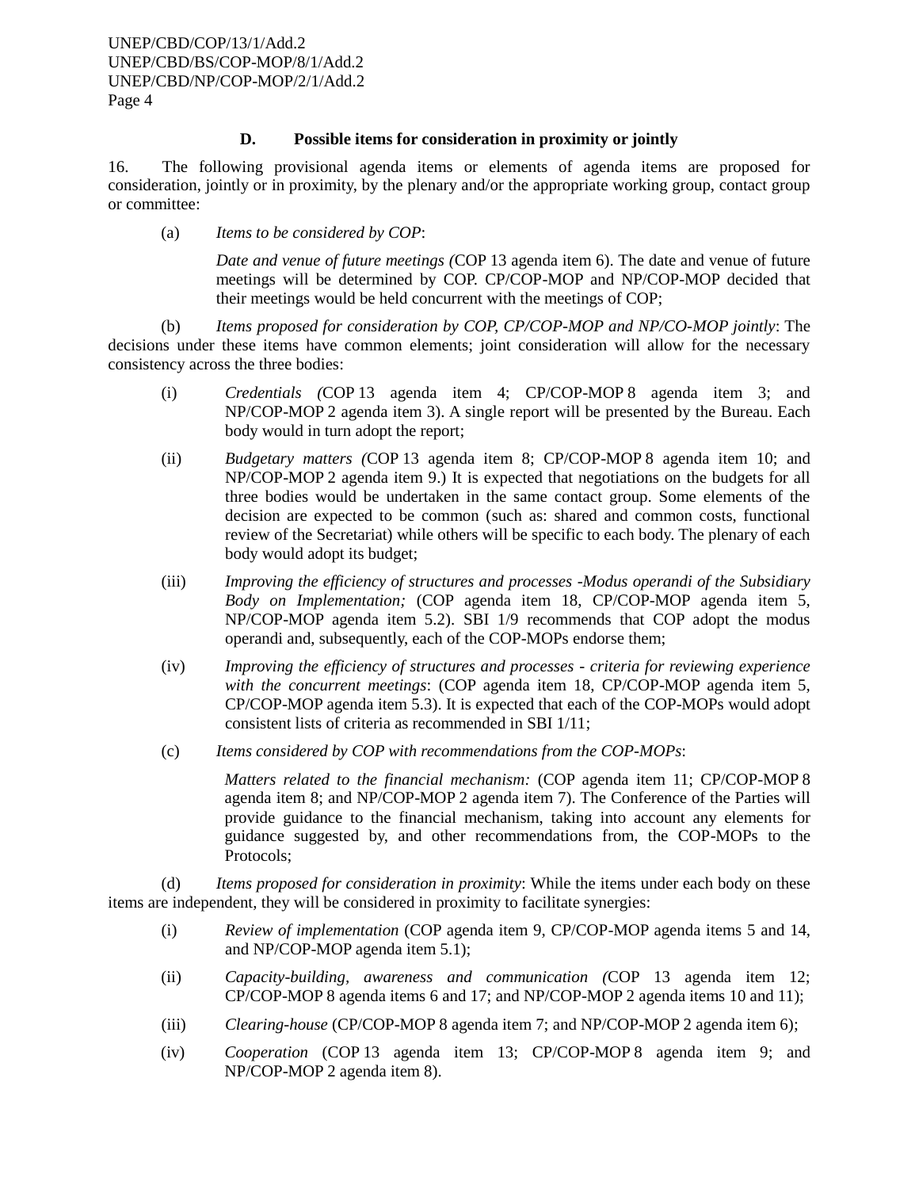### D. Possible items for consideration in proximity or jointly

16. The following provisional agenda items or elements of agenda items are proposed for consideration, jointly or in proximity, by the plenary and/or the appropriate working group, contact group or committee:

(a) *Items to be considered by COP*:

*Date and venue of future meetings (*COP 13 agenda item 6). The date and venue of future meetings will be determined by COP. CP/COP-MOP and NP/COP-MOP decided that their meetings would be held concurrent with the meetings of COP;

(b) *Items proposed for consideration by COP, CP/COP-MOP and NP/CO-MOP jointly*: The decisions under these items have common elements; joint consideration will allow for the necessary consistency across the three bodies:

(i) *Credentials (*COP 13 agenda item 4; CP/COP-MOP 8 agenda item 3; and NP/COP-MOP 2 agenda item 3). A single report will be presented by the Bureau. Each body would in turn adopt the report;

(ii) *Budgetary matters (*COP 13 agenda item 8; CP/COP-MOP 8 agenda item 10; and NP/COP-MOP 2 agenda item 9.) It is expected that negotiations on the budgets for all three bodies would be undertaken in the same contact group. Some elements of the decision are expected to be common (such as: shared and common costs, functional review of the Secretariat) while others will be specific to each body. The plenary of each body would adopt its budget;

(iii) *Improving the efficiency of structures and processes -Modus operandi of the Subsidiary Body on Implementation;* (COP agenda item 18, CP/COP-MOP agenda item 5, NP/COP-MOP agenda item 5.2). SBI 1/9 recommends that COP adopt the modus operandi and, subsequently, each of the COP-MOPs endorse them;

(iv) *Improving the efficiency of structures and processes - criteria for reviewing experience with the concurrent meetings*: (COP agenda item 18, CP/COP-MOP agenda item 5, CP/COP-MOP agenda item 5.3). It is expected that each of the COP-MOPs would adopt consistent lists of criteria as recommended in SBI 1/11;

(c) *Items considered by COP with recommendations from the COP-MOPs*:

*Matters related to the financial mechanism:* (COP agenda item 11; CP/COP-MOP 8 agenda item 8; and NP/COP-MOP 2 agenda item 7). The Conference of the Parties will provide guidance to the financial mechanism, taking into account any elements for guidance suggested by, and other recommendations from, the COP-MOPs to the Protocols;

(d) *Items proposed for consideration in proximity*: While the items under each body on these items are independent, they will be considered in proximity to facilitate synergies:

(i) *Review of implementation* (COP agenda item 9, CP/COP-MOP agenda items 5 and 14, and NP/COP-MOP agenda item 5.1);

(ii) *Capacity-building, awareness and communication (*COP 13 agenda item 12; CP/COP-MOP 8 agenda items 6 and 17; and NP/COP-MOP 2 agenda items 10 and 11);

(iii) *Clearing-house* (CP/COP-MOP 8 agenda item 7; and NP/COP-MOP 2 agenda item 6);

(iv) *Cooperation* (COP 13 agenda item 13; CP/COP-MOP 8 agenda item 9; and NP/COP-MOP 2 agenda item 8).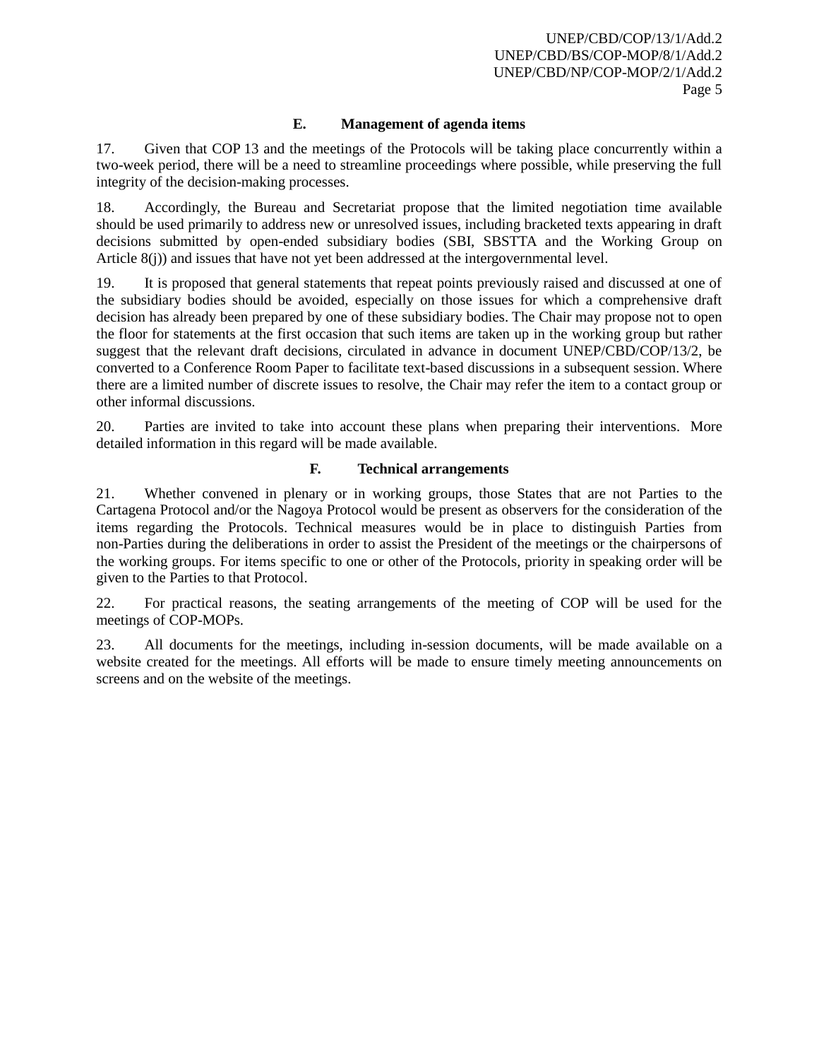### E. Management of agenda items

17. Given that COP 13 and the meetings of the Protocols will be taking place concurrently within a two-week period, there will be a need to streamline proceedings where possible, while preserving the full integrity of the decision-making processes.

18. Accordingly, the Bureau and Secretariat propose that the limited negotiation time available should be used primarily to address new or unresolved issues, including bracketed texts appearing in draft decisions submitted by open-ended subsidiary bodies (SBI, SBSTTA and the Working Group on Article 8(j)) and issues that have not yet been addressed at the intergovernmental level.

19. It is proposed that general statements that repeat points previously raised and discussed at one of the subsidiary bodies should be avoided, especially on those issues for which a comprehensive draft decision has already been prepared by one of these subsidiary bodies. The Chair may propose not to open the floor for statements at the first occasion that such items are taken up in the working group but rather suggest that the relevant draft decisions, circulated in advance in document UNEP/CBD/COP/13/2, be converted to a Conference Room Paper to facilitate text-based discussions in a subsequent session. Where there are a limited number of discrete issues to resolve, the Chair may refer the item to a contact group or other informal discussions.

20. Parties are invited to take into account these plans when preparing their interventions. More detailed information in this regard will be made available.

### F. Technical arrangements

21. Whether convened in plenary or in working groups, those States that are not Parties to the Cartagena Protocol and/or the Nagoya Protocol would be present as observers for the consideration of the items regarding the Protocols. Technical measures would be in place to distinguish Parties from non-Parties during the deliberations in order to assist the President of the meetings or the chairpersons of the working groups. For items specific to one or other of the Protocols, priority in speaking order will be given to the Parties to that Protocol.

22. For practical reasons, the seating arrangements of the meeting of COP will be used for the meetings of COP-MOPs.

23. All documents for the meetings, including in-session documents, will be made available on a website created for the meetings. All efforts will be made to ensure timely meeting announcements on screens and on the website of the meetings.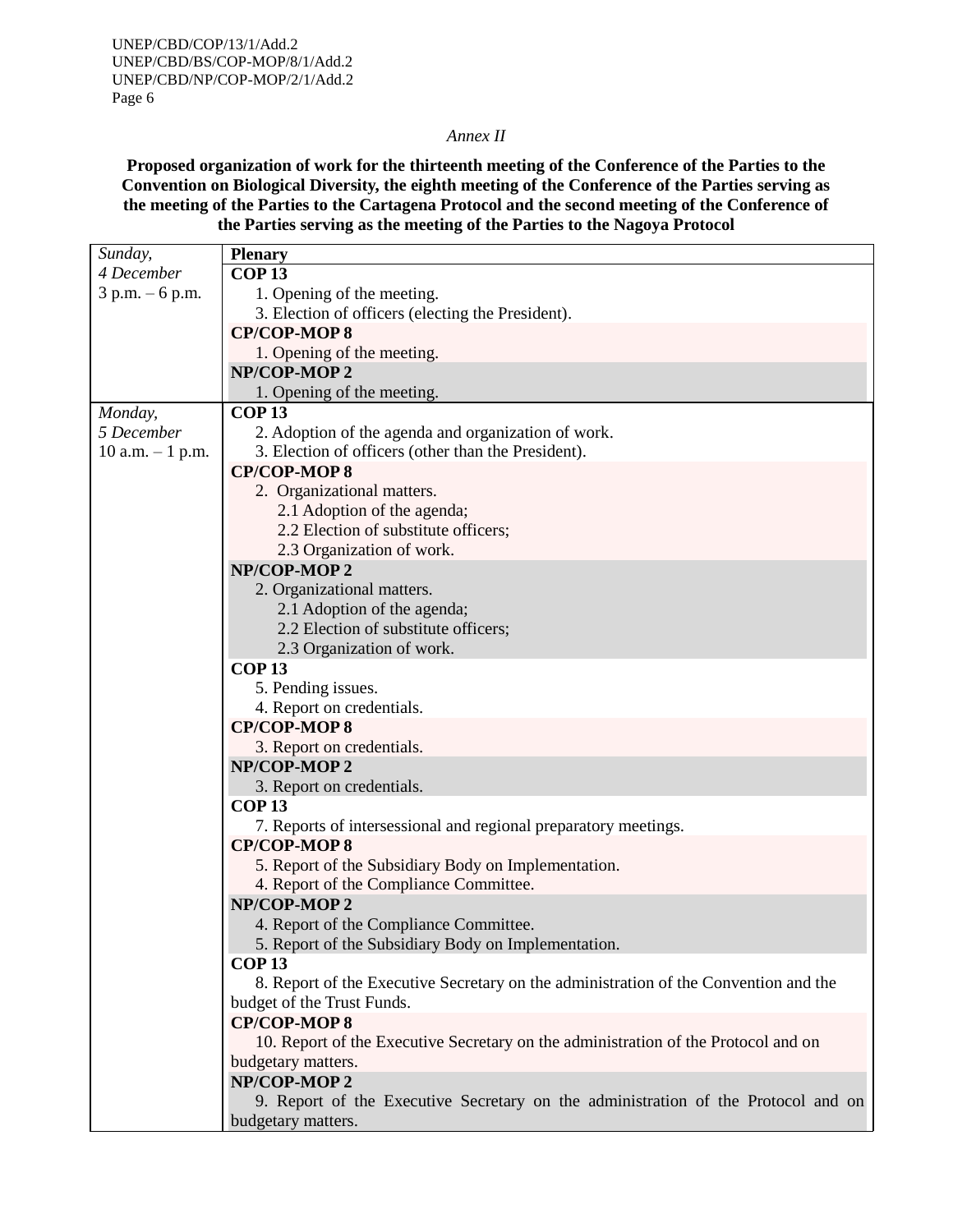*Annex II*

**Proposed organization of work for the thirteenth meeting of the Conference of the Parties to the Convention on Biological Diversity, the eighth meeting of the Conference of the Parties serving as the meeting of the Parties to the Cartagena Protocol and the second meeting of the Conference of the Parties serving as the meeting of the Parties to the Nagoya Protocol**

| | **Plenary** |
|---|---|
| *Sunday, 4 December* 3 p.m. – 6 p.m. | **COP 13**<br>1. Opening of the meeting.<br>3. Election of officers (electing the President).<br>**CP/COP-MOP 8**<br>1. Opening of the meeting.<br>**NP/COP-MOP 2**<br>1. Opening of the meeting. |
| *Monday, 5 December* 10 a.m. – 1 p.m. | **COP 13**<br>2. Adoption of the agenda and organization of work.<br>3. Election of officers (other than the President).<br>**CP/COP-MOP 8**<br>2. Organizational matters.<br>2.1 Adoption of the agenda;<br>2.2 Election of substitute officers;<br>2.3 Organization of work.<br>**NP/COP-MOP 2**<br>2. Organizational matters.<br>2.1 Adoption of the agenda;<br>2.2 Election of substitute officers;<br>2.3 Organization of work.<br>**COP 13**<br>5. Pending issues.<br>4. Report on credentials.<br>**CP/COP-MOP 8**<br>3. Report on credentials.<br>**NP/COP-MOP 2**<br>3. Report on credentials.<br>**COP 13**<br>7. Reports of intersessional and regional preparatory meetings.<br>**CP/COP-MOP 8**<br>5. Report of the Subsidiary Body on Implementation.<br>4. Report of the Compliance Committee.<br>**NP/COP-MOP 2**<br>4. Report of the Compliance Committee.<br>5. Report of the Subsidiary Body on Implementation.<br>**COP 13**<br>8. Report of the Executive Secretary on the administration of the Convention and the budget of the Trust Funds.<br>**CP/COP-MOP 8**<br>10. Report of the Executive Secretary on the administration of the Protocol and on budgetary matters.<br>**NP/COP-MOP 2**<br>9. Report of the Executive Secretary on the administration of the Protocol and on budgetary matters. |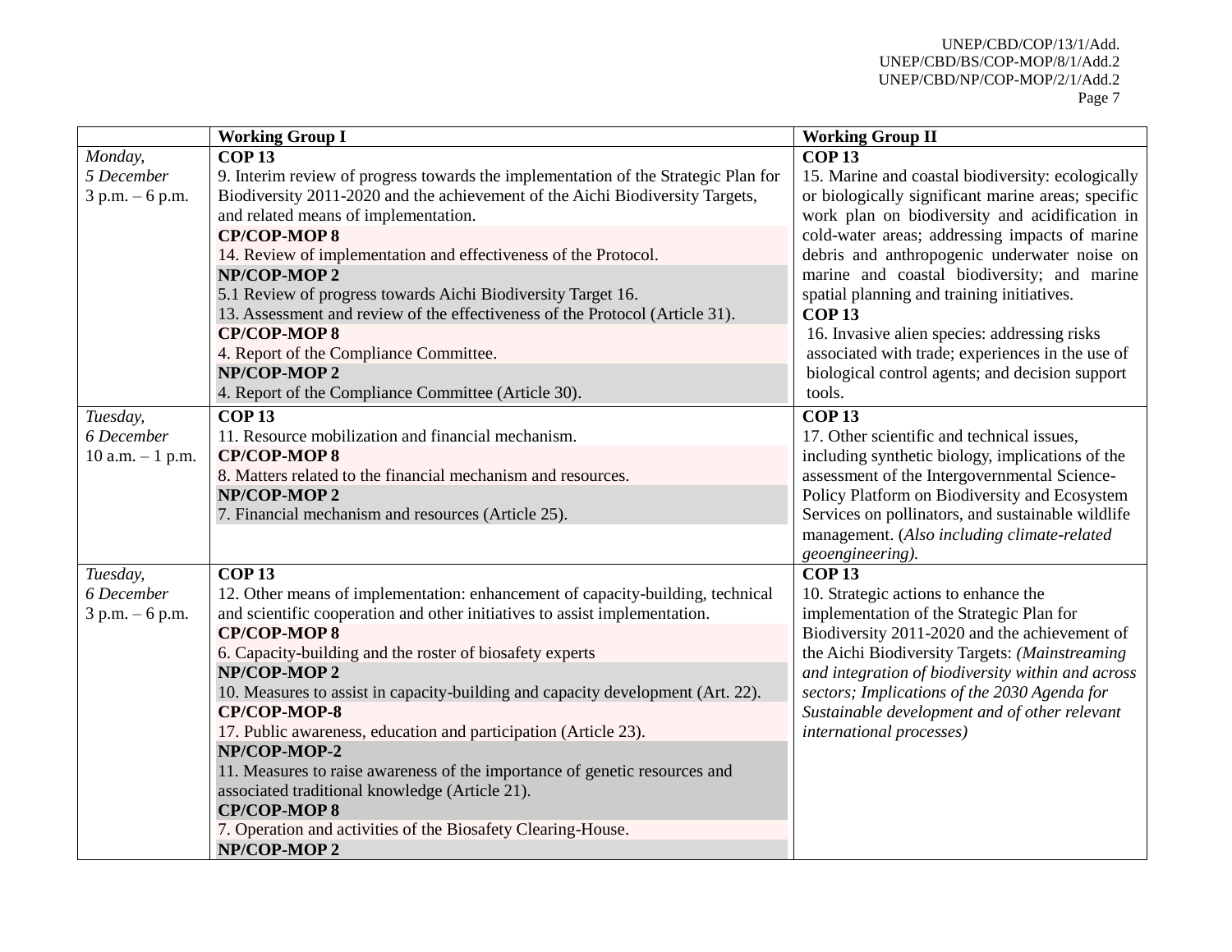| | Working Group I | Working Group II |
|---|---|---|
| *Monday, 5 December 3 p.m. – 6 p.m.* | **COP 13**<br>9. Interim review of progress towards the implementation of the Strategic Plan for Biodiversity 2011-2020 and the achievement of the Aichi Biodiversity Targets, and related means of implementation.<br>**CP/COP-MOP 8**<br>14. Review of implementation and effectiveness of the Protocol.<br>**NP/COP-MOP 2**<br>5.1 Review of progress towards Aichi Biodiversity Target 16.<br>13. Assessment and review of the effectiveness of the Protocol (Article 31).<br>**CP/COP-MOP 8**<br>4. Report of the Compliance Committee.<br>**NP/COP-MOP 2**<br>4. Report of the Compliance Committee (Article 30). | **COP 13**<br>15. Marine and coastal biodiversity: ecologically or biologically significant marine areas; specific work plan on biodiversity and acidification in cold-water areas; addressing impacts of marine debris and anthropogenic underwater noise on marine and coastal biodiversity; and marine spatial planning and training initiatives.<br>**COP 13**<br>16. Invasive alien species: addressing risks associated with trade; experiences in the use of biological control agents; and decision support tools. |
| *Tuesday, 6 December 10 a.m. – 1 p.m.* | **COP 13**<br>11. Resource mobilization and financial mechanism.<br>**CP/COP-MOP 8**<br>8. Matters related to the financial mechanism and resources.<br>**NP/COP-MOP 2**<br>7. Financial mechanism and resources (Article 25). | **COP 13**<br>17. Other scientific and technical issues, including synthetic biology, implications of the assessment of the Intergovernmental Science-Policy Platform on Biodiversity and Ecosystem Services on pollinators, and sustainable wildlife management. (*Also including climate-related geoengineering).* |
| *Tuesday, 6 December 3 p.m. – 6 p.m.* | **COP 13**<br>12. Other means of implementation: enhancement of capacity-building, technical and scientific cooperation and other initiatives to assist implementation.<br>**CP/COP-MOP 8**<br>6. Capacity-building and the roster of biosafety experts<br>**NP/COP-MOP 2**<br>10. Measures to assist in capacity-building and capacity development (Art. 22).<br>**CP/COP-MOP-8**<br>17. Public awareness, education and participation (Article 23).<br>**NP/COP-MOP-2**<br>11. Measures to raise awareness of the importance of genetic resources and associated traditional knowledge (Article 21).<br>**CP/COP-MOP 8**<br>7. Operation and activities of the Biosafety Clearing-House.<br>**NP/COP-MOP 2** | **COP 13**<br>10. Strategic actions to enhance the implementation of the Strategic Plan for Biodiversity 2011-2020 and the achievement of the Aichi Biodiversity Targets: *(Mainstreaming and integration of biodiversity within and across sectors; Implications of the 2030 Agenda for Sustainable development and of other relevant international processes)* |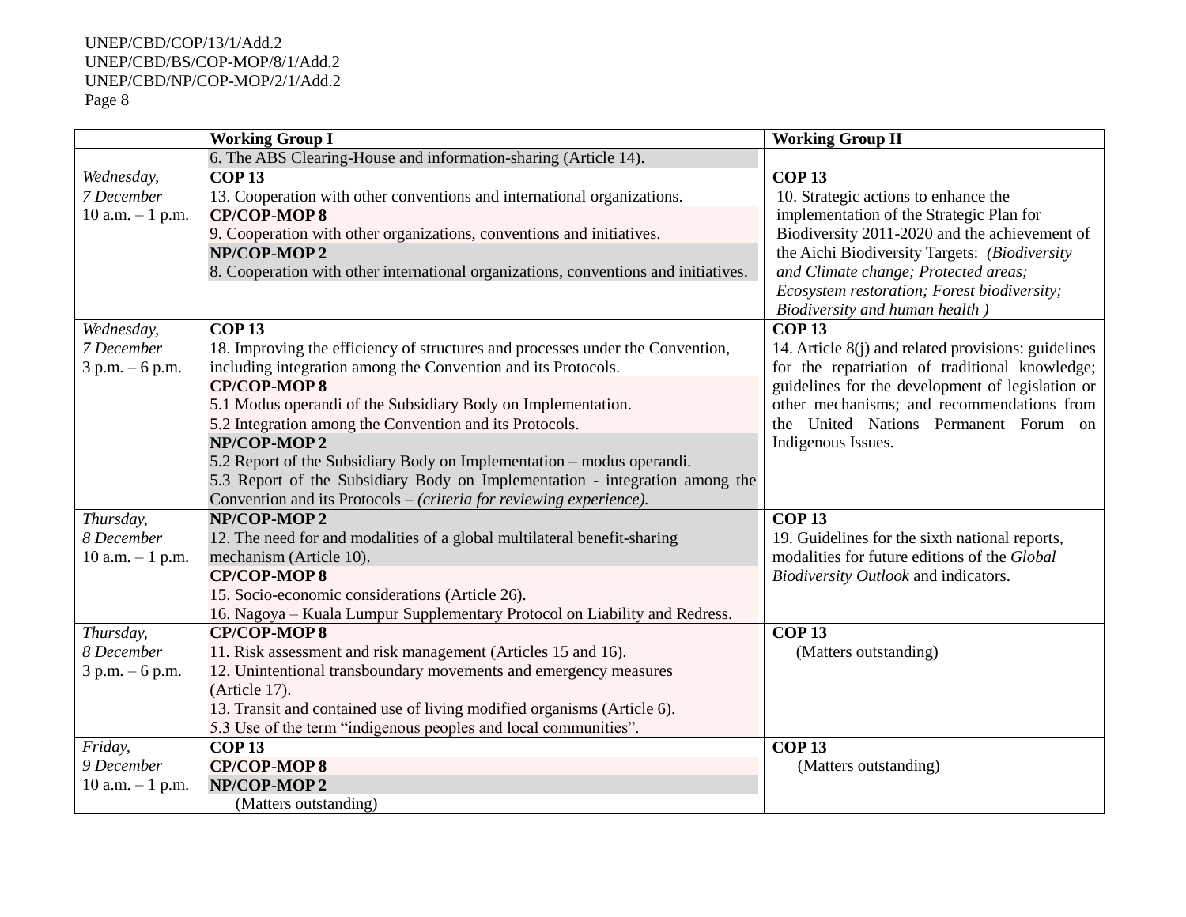| | Working Group I | Working Group II |
|---|---|---|
| | 6. The ABS Clearing-House and information-sharing (Article 14). | |
| *Wednesday, 7 December* 10 a.m. – 1 p.m. | **COP 13**<br>13. Cooperation with other conventions and international organizations.<br>**CP/COP-MOP 8**<br>9. Cooperation with other organizations, conventions and initiatives.<br>**NP/COP-MOP 2**<br>8. Cooperation with other international organizations, conventions and initiatives. | **COP 13**<br>10. Strategic actions to enhance the implementation of the Strategic Plan for Biodiversity 2011-2020 and the achievement of the Aichi Biodiversity Targets: *(Biodiversity and Climate change; Protected areas; Ecosystem restoration; Forest biodiversity; Biodiversity and human health )* |
| *Wednesday, 7 December* 3 p.m. – 6 p.m. | **COP 13**<br>18. Improving the efficiency of structures and processes under the Convention, including integration among the Convention and its Protocols.<br>**CP/COP-MOP 8**<br>5.1 Modus operandi of the Subsidiary Body on Implementation.<br>5.2 Integration among the Convention and its Protocols.<br>**NP/COP-MOP 2**<br>5.2 Report of the Subsidiary Body on Implementation – modus operandi.<br>5.3 Report of the Subsidiary Body on Implementation - integration among the Convention and its Protocols – *(criteria for reviewing experience).* | **COP 13**<br>14. Article 8(j) and related provisions: guidelines for the repatriation of traditional knowledge; guidelines for the development of legislation or other mechanisms; and recommendations from the United Nations Permanent Forum on Indigenous Issues. |
| *Thursday, 8 December* 10 a.m. – 1 p.m. | **NP/COP-MOP 2**<br>12. The need for and modalities of a global multilateral benefit-sharing mechanism (Article 10).<br>**CP/COP-MOP 8**<br>15. Socio-economic considerations (Article 26).<br>16. Nagoya – Kuala Lumpur Supplementary Protocol on Liability and Redress. | **COP 13**<br>19. Guidelines for the sixth national reports, modalities for future editions of the *Global Biodiversity Outlook* and indicators. |
| *Thursday, 8 December* 3 p.m. – 6 p.m. | **CP/COP-MOP 8**<br>11. Risk assessment and risk management (Articles 15 and 16).<br>12. Unintentional transboundary movements and emergency measures (Article 17).<br>13. Transit and contained use of living modified organisms (Article 6).<br>5.3 Use of the term "indigenous peoples and local communities". | **COP 13**<br>(Matters outstanding) |
| *Friday, 9 December* 10 a.m. – 1 p.m. | **COP 13**<br>**CP/COP-MOP 8**<br>**NP/COP-MOP 2**<br>(Matters outstanding) | **COP 13**<br>(Matters outstanding) |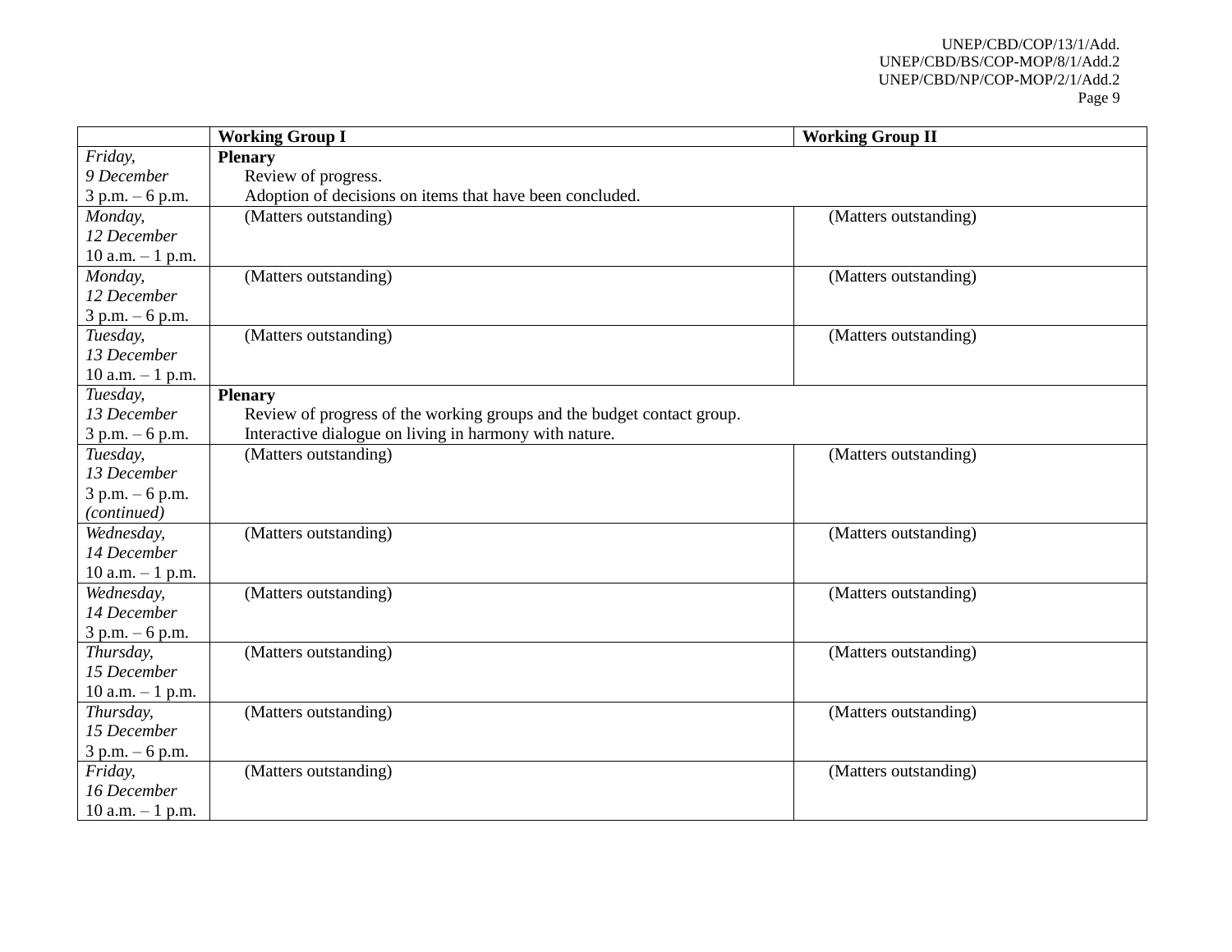| | Working Group I | Working Group II |
|---|---|---|
| *Friday,* *9 December* 3 p.m. – 6 p.m. | **Plenary** Review of progress. Adoption of decisions on items that have been concluded. | |
| *Monday,* *12 December* 10 a.m. – 1 p.m. | (Matters outstanding) | (Matters outstanding) |
| *Monday,* *12 December* 3 p.m. – 6 p.m. | (Matters outstanding) | (Matters outstanding) |
| *Tuesday,* *13 December* 10 a.m. – 1 p.m. | (Matters outstanding) | (Matters outstanding) |
| *Tuesday,* *13 December* 3 p.m. – 6 p.m. | **Plenary** Review of progress of the working groups and the budget contact group. Interactive dialogue on living in harmony with nature. | |
| *Tuesday,* *13 December* 3 p.m. – 6 p.m. *(continued)* | (Matters outstanding) | (Matters outstanding) |
| *Wednesday,* *14 December* 10 a.m. – 1 p.m. | (Matters outstanding) | (Matters outstanding) |
| *Wednesday,* *14 December* 3 p.m. – 6 p.m. | (Matters outstanding) | (Matters outstanding) |
| *Thursday,* *15 December* 10 a.m. – 1 p.m. | (Matters outstanding) | (Matters outstanding) |
| *Thursday,* *15 December* 3 p.m. – 6 p.m. | (Matters outstanding) | (Matters outstanding) |
| *Friday,* *16 December* 10 a.m. – 1 p.m. | (Matters outstanding) | (Matters outstanding) |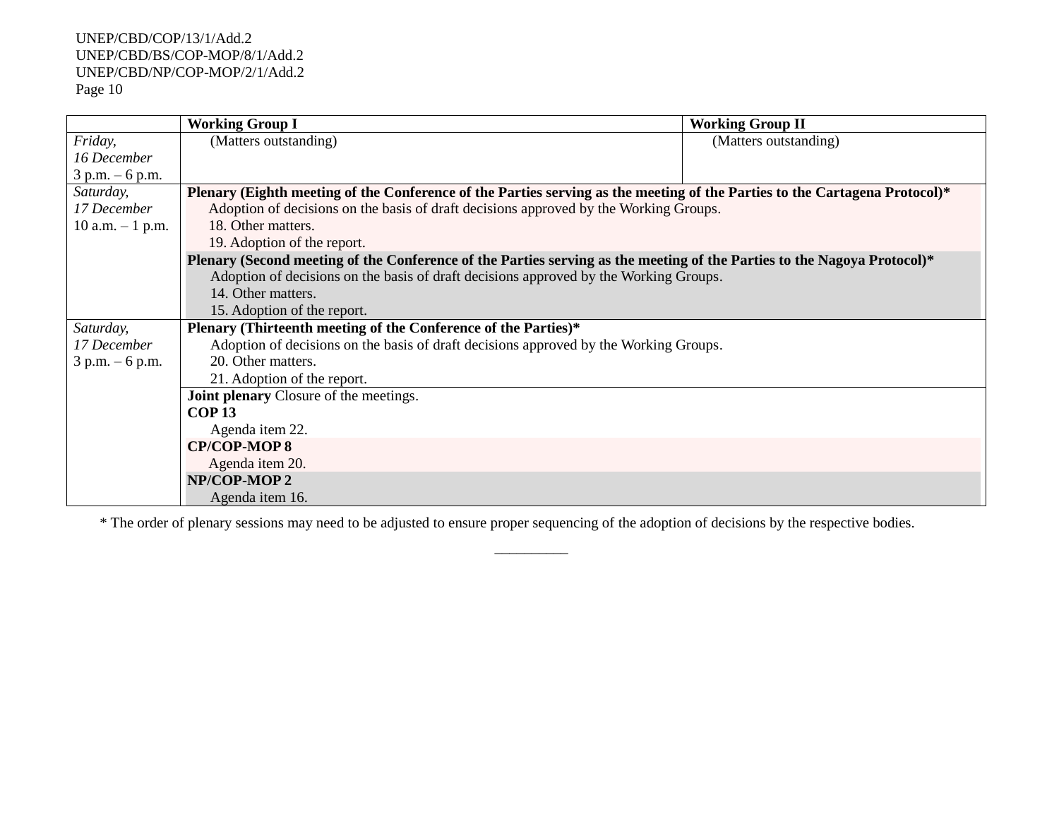| | Working Group I | Working Group II |
|---|---|---|
| *Friday, 16 December* 3 p.m. – 6 p.m. | (Matters outstanding) | (Matters outstanding) |
| *Saturday, 17 December* 10 a.m. – 1 p.m. | **Plenary (Eighth meeting of the Conference of the Parties serving as the meeting of the Parties to the Cartagena Protocol)*** Adoption of decisions on the basis of draft decisions approved by the Working Groups. 18. Other matters. 19. Adoption of the report. | |
| | **Plenary (Second meeting of the Conference of the Parties serving as the meeting of the Parties to the Nagoya Protocol)*** Adoption of decisions on the basis of draft decisions approved by the Working Groups. 14. Other matters. 15. Adoption of the report. | |
| *Saturday, 17 December* 3 p.m. – 6 p.m. | **Plenary (Thirteenth meeting of the Conference of the Parties)*** Adoption of decisions on the basis of draft decisions approved by the Working Groups. 20. Other matters. 21. Adoption of the report. | |
| | **Joint plenary** Closure of the meetings. **COP 13** Agenda item 22. | |
| | **CP/COP-MOP 8** Agenda item 20. | |
| | **NP/COP-MOP 2** Agenda item 16. | |

* The order of plenary sessions may need to be adjusted to ensure proper sequencing of the adoption of decisions by the respective bodies.

__________